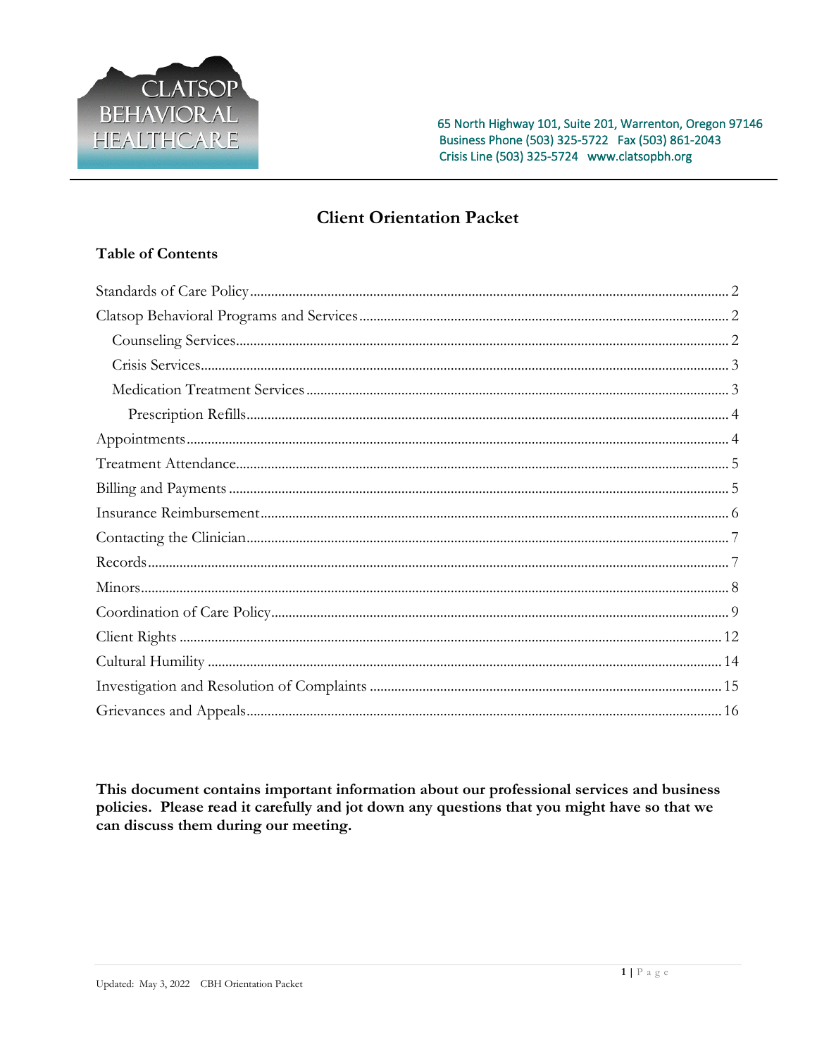CLATSOP BEHAVIORAL HEALTHCARE

65 North Highway 101, Suite 201, Warrenton, Oregon 97146
Business Phone (503) 325-5722 Fax (503) 861-2043
Crisis Line (503) 325-5724 www.clatsopbh.org

# Client Orientation Packet

## Table of Contents

- Standards of Care Policy ..... 2
- Clatsop Behavioral Programs and Services ..... 2
  - Counseling Services ..... 2
  - Crisis Services ..... 3
  - Medication Treatment Services ..... 3
    - Prescription Refills ..... 4
- Appointments ..... 4
- Treatment Attendance ..... 5
- Billing and Payments ..... 5
- Insurance Reimbursement ..... 6
- Contacting the Clinician ..... 7
- Records ..... 7
- Minors ..... 8
- Coordination of Care Policy ..... 9
- Client Rights ..... 12
- Cultural Humility ..... 14
- Investigation and Resolution of Complaints ..... 15
- Grievances and Appeals ..... 16

**This document contains important information about our professional services and business policies. Please read it carefully and jot down any questions that you might have so that we can discuss them during our meeting.**

Updated: May 3, 2022 CBH Orientation Packet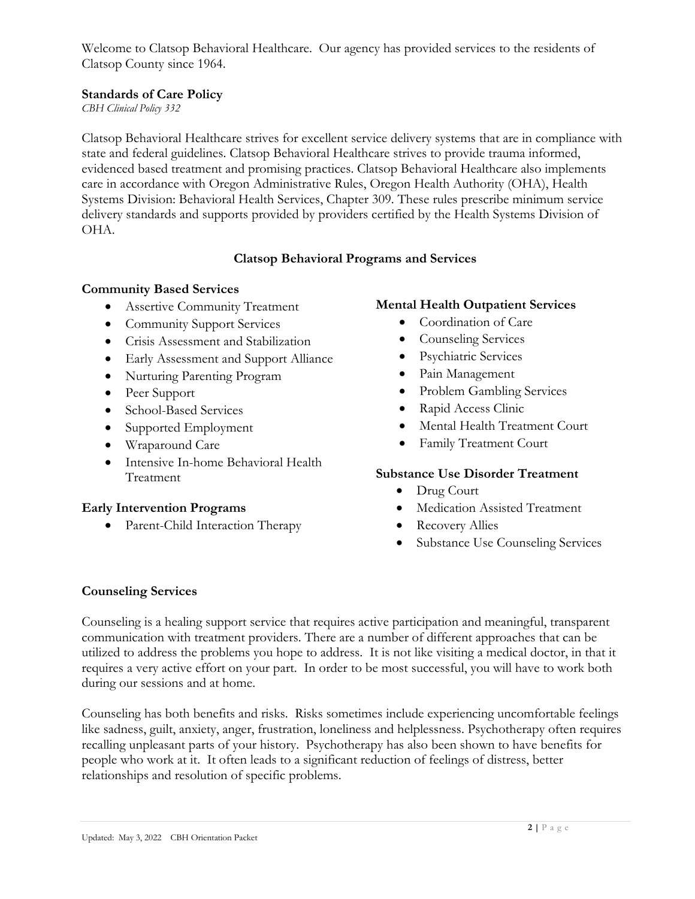Welcome to Clatsop Behavioral Healthcare. Our agency has provided services to the residents of Clatsop County since 1964.

**Standards of Care Policy**

*CBH Clinical Policy 332*

Clatsop Behavioral Healthcare strives for excellent service delivery systems that are in compliance with state and federal guidelines. Clatsop Behavioral Healthcare strives to provide trauma informed, evidenced based treatment and promising practices. Clatsop Behavioral Healthcare also implements care in accordance with Oregon Administrative Rules, Oregon Health Authority (OHA), Health Systems Division: Behavioral Health Services, Chapter 309. These rules prescribe minimum service delivery standards and supports provided by providers certified by the Health Systems Division of OHA.

## Clatsop Behavioral Programs and Services

**Community Based Services**

- Assertive Community Treatment
- Community Support Services
- Crisis Assessment and Stabilization
- Early Assessment and Support Alliance
- Nurturing Parenting Program
- Peer Support
- School-Based Services
- Supported Employment
- Wraparound Care
- Intensive In-home Behavioral Health Treatment

**Early Intervention Programs**

- Parent-Child Interaction Therapy

**Mental Health Outpatient Services**

- Coordination of Care
- Counseling Services
- Psychiatric Services
- Pain Management
- Problem Gambling Services
- Rapid Access Clinic
- Mental Health Treatment Court
- Family Treatment Court

**Substance Use Disorder Treatment**

- Drug Court
- Medication Assisted Treatment
- Recovery Allies
- Substance Use Counseling Services

**Counseling Services**

Counseling is a healing support service that requires active participation and meaningful, transparent communication with treatment providers. There are a number of different approaches that can be utilized to address the problems you hope to address. It is not like visiting a medical doctor, in that it requires a very active effort on your part. In order to be most successful, you will have to work both during our sessions and at home.

Counseling has both benefits and risks. Risks sometimes include experiencing uncomfortable feelings like sadness, guilt, anxiety, anger, frustration, loneliness and helplessness. Psychotherapy often requires recalling unpleasant parts of your history. Psychotherapy has also been shown to have benefits for people who work at it. It often leads to a significant reduction of feelings of distress, better relationships and resolution of specific problems.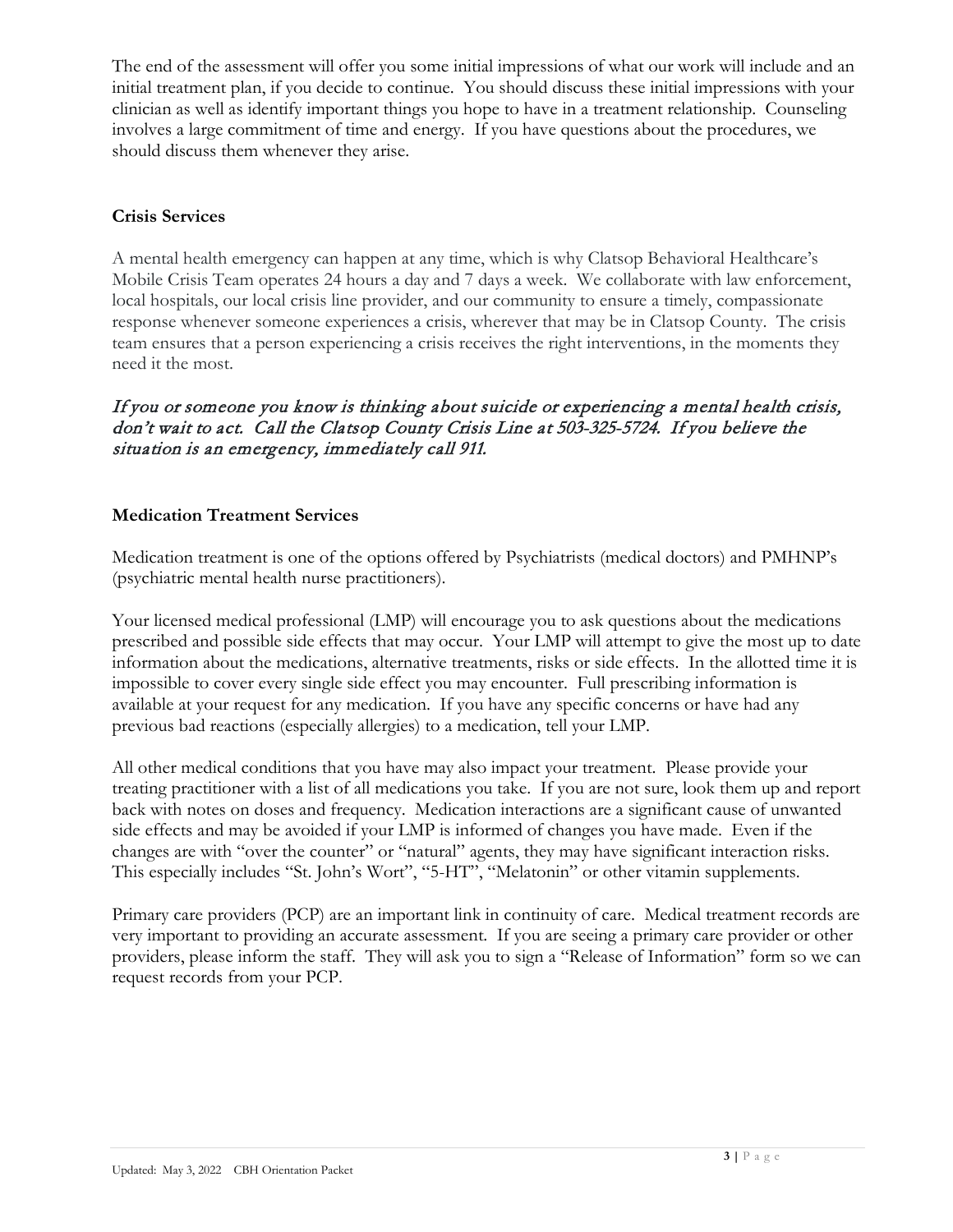The end of the assessment will offer you some initial impressions of what our work will include and an initial treatment plan, if you decide to continue. You should discuss these initial impressions with your clinician as well as identify important things you hope to have in a treatment relationship. Counseling involves a large commitment of time and energy. If you have questions about the procedures, we should discuss them whenever they arise.

## Crisis Services

A mental health emergency can happen at any time, which is why Clatsop Behavioral Healthcare's Mobile Crisis Team operates 24 hours a day and 7 days a week. We collaborate with law enforcement, local hospitals, our local crisis line provider, and our community to ensure a timely, compassionate response whenever someone experiences a crisis, wherever that may be in Clatsop County. The crisis team ensures that a person experiencing a crisis receives the right interventions, in the moments they need it the most.

*If you or someone you know is thinking about suicide or experiencing a mental health crisis, don't wait to act. Call the Clatsop County Crisis Line at 503-325-5724. If you believe the situation is an emergency, immediately call 911.*

## Medication Treatment Services

Medication treatment is one of the options offered by Psychiatrists (medical doctors) and PMHNP's (psychiatric mental health nurse practitioners).

Your licensed medical professional (LMP) will encourage you to ask questions about the medications prescribed and possible side effects that may occur. Your LMP will attempt to give the most up to date information about the medications, alternative treatments, risks or side effects. In the allotted time it is impossible to cover every single side effect you may encounter. Full prescribing information is available at your request for any medication. If you have any specific concerns or have had any previous bad reactions (especially allergies) to a medication, tell your LMP.

All other medical conditions that you have may also impact your treatment. Please provide your treating practitioner with a list of all medications you take. If you are not sure, look them up and report back with notes on doses and frequency. Medication interactions are a significant cause of unwanted side effects and may be avoided if your LMP is informed of changes you have made. Even if the changes are with "over the counter" or "natural" agents, they may have significant interaction risks. This especially includes "St. John's Wort", "5-HT", "Melatonin" or other vitamin supplements.

Primary care providers (PCP) are an important link in continuity of care. Medical treatment records are very important to providing an accurate assessment. If you are seeing a primary care provider or other providers, please inform the staff. They will ask you to sign a "Release of Information" form so we can request records from your PCP.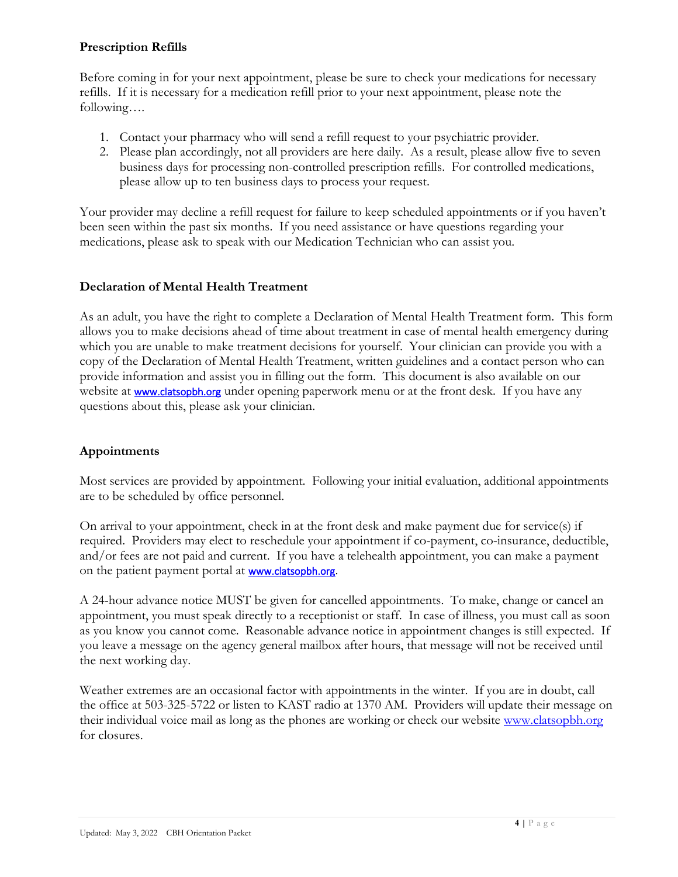### Prescription Refills

Before coming in for your next appointment, please be sure to check your medications for necessary refills. If it is necessary for a medication refill prior to your next appointment, please note the following….

1. Contact your pharmacy who will send a refill request to your psychiatric provider.
2. Please plan accordingly, not all providers are here daily. As a result, please allow five to seven business days for processing non-controlled prescription refills. For controlled medications, please allow up to ten business days to process your request.

Your provider may decline a refill request for failure to keep scheduled appointments or if you haven't been seen within the past six months. If you need assistance or have questions regarding your medications, please ask to speak with our Medication Technician who can assist you.

### Declaration of Mental Health Treatment

As an adult, you have the right to complete a Declaration of Mental Health Treatment form. This form allows you to make decisions ahead of time about treatment in case of mental health emergency during which you are unable to make treatment decisions for yourself. Your clinician can provide you with a copy of the Declaration of Mental Health Treatment, written guidelines and a contact person who can provide information and assist you in filling out the form. This document is also available on our website at www.clatsopbh.org under opening paperwork menu or at the front desk. If you have any questions about this, please ask your clinician.

### Appointments

Most services are provided by appointment. Following your initial evaluation, additional appointments are to be scheduled by office personnel.

On arrival to your appointment, check in at the front desk and make payment due for service(s) if required. Providers may elect to reschedule your appointment if co-payment, co-insurance, deductible, and/or fees are not paid and current. If you have a telehealth appointment, you can make a payment on the patient payment portal at www.clatsopbh.org.

A 24-hour advance notice MUST be given for cancelled appointments. To make, change or cancel an appointment, you must speak directly to a receptionist or staff. In case of illness, you must call as soon as you know you cannot come. Reasonable advance notice in appointment changes is still expected. If you leave a message on the agency general mailbox after hours, that message will not be received until the next working day.

Weather extremes are an occasional factor with appointments in the winter. If you are in doubt, call the office at 503-325-5722 or listen to KAST radio at 1370 AM. Providers will update their message on their individual voice mail as long as the phones are working or check our website www.clatsopbh.org for closures.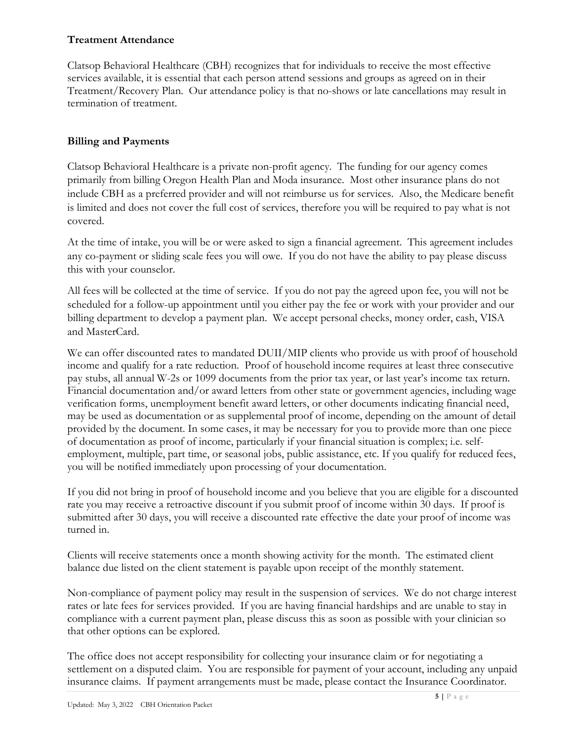## Treatment Attendance

Clatsop Behavioral Healthcare (CBH) recognizes that for individuals to receive the most effective services available, it is essential that each person attend sessions and groups as agreed on in their Treatment/Recovery Plan. Our attendance policy is that no-shows or late cancellations may result in termination of treatment.

## Billing and Payments

Clatsop Behavioral Healthcare is a private non-profit agency. The funding for our agency comes primarily from billing Oregon Health Plan and Moda insurance. Most other insurance plans do not include CBH as a preferred provider and will not reimburse us for services. Also, the Medicare benefit is limited and does not cover the full cost of services, therefore you will be required to pay what is not covered.

At the time of intake, you will be or were asked to sign a financial agreement. This agreement includes any co-payment or sliding scale fees you will owe. If you do not have the ability to pay please discuss this with your counselor.

All fees will be collected at the time of service. If you do not pay the agreed upon fee, you will not be scheduled for a follow-up appointment until you either pay the fee or work with your provider and our billing department to develop a payment plan. We accept personal checks, money order, cash, VISA and MasterCard.

We can offer discounted rates to mandated DUII/MIP clients who provide us with proof of household income and qualify for a rate reduction. Proof of household income requires at least three consecutive pay stubs, all annual W-2s or 1099 documents from the prior tax year, or last year's income tax return. Financial documentation and/or award letters from other state or government agencies, including wage verification forms, unemployment benefit award letters, or other documents indicating financial need, may be used as documentation or as supplemental proof of income, depending on the amount of detail provided by the document. In some cases, it may be necessary for you to provide more than one piece of documentation as proof of income, particularly if your financial situation is complex; i.e. self-employment, multiple, part time, or seasonal jobs, public assistance, etc. If you qualify for reduced fees, you will be notified immediately upon processing of your documentation.

If you did not bring in proof of household income and you believe that you are eligible for a discounted rate you may receive a retroactive discount if you submit proof of income within 30 days. If proof is submitted after 30 days, you will receive a discounted rate effective the date your proof of income was turned in.

Clients will receive statements once a month showing activity for the month. The estimated client balance due listed on the client statement is payable upon receipt of the monthly statement.

Non-compliance of payment policy may result in the suspension of services. We do not charge interest rates or late fees for services provided. If you are having financial hardships and are unable to stay in compliance with a current payment plan, please discuss this as soon as possible with your clinician so that other options can be explored.

The office does not accept responsibility for collecting your insurance claim or for negotiating a settlement on a disputed claim. You are responsible for payment of your account, including any unpaid insurance claims. If payment arrangements must be made, please contact the Insurance Coordinator.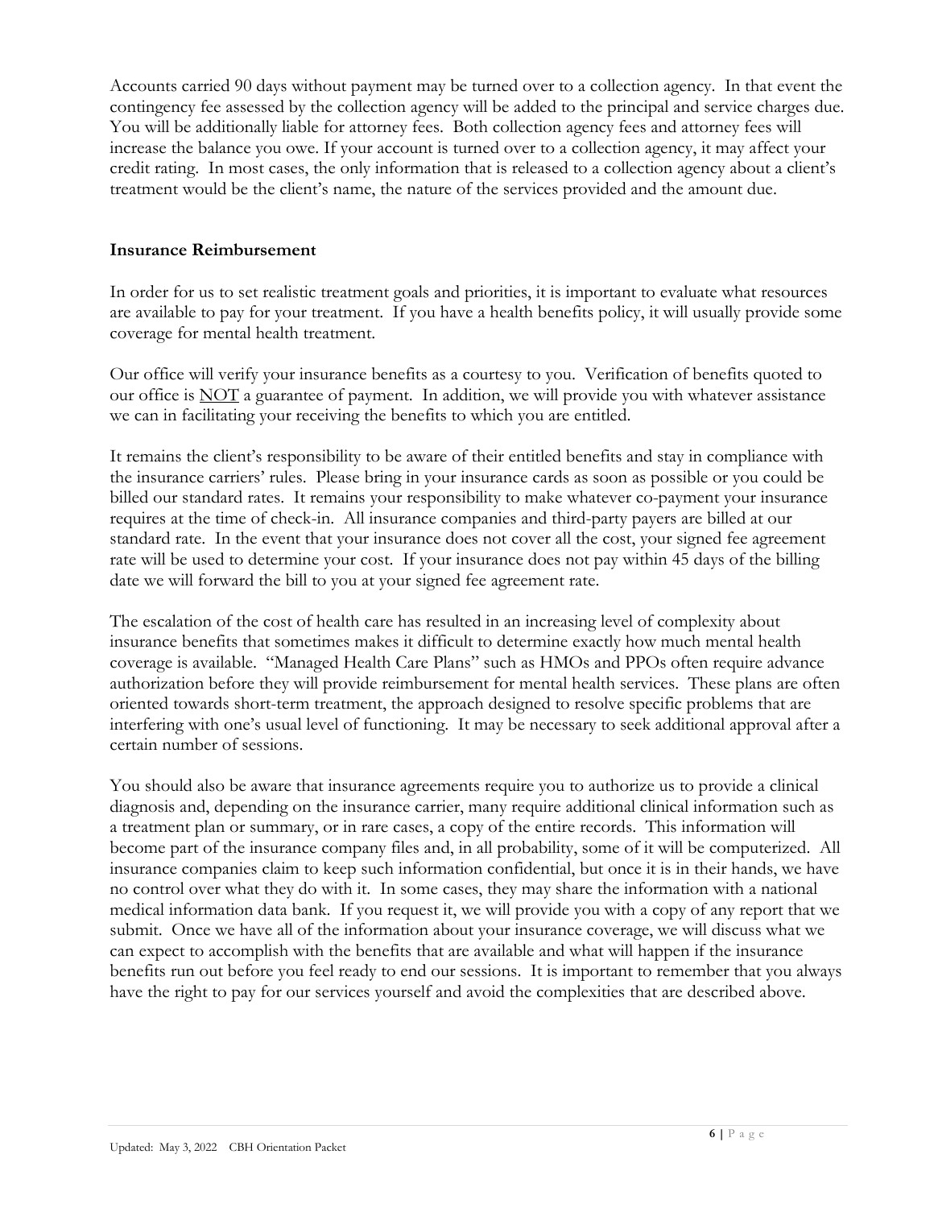Accounts carried 90 days without payment may be turned over to a collection agency. In that event the contingency fee assessed by the collection agency will be added to the principal and service charges due. You will be additionally liable for attorney fees. Both collection agency fees and attorney fees will increase the balance you owe. If your account is turned over to a collection agency, it may affect your credit rating. In most cases, the only information that is released to a collection agency about a client's treatment would be the client's name, the nature of the services provided and the amount due.

**Insurance Reimbursement**

In order for us to set realistic treatment goals and priorities, it is important to evaluate what resources are available to pay for your treatment. If you have a health benefits policy, it will usually provide some coverage for mental health treatment.

Our office will verify your insurance benefits as a courtesy to you. Verification of benefits quoted to our office is <u>NOT</u> a guarantee of payment. In addition, we will provide you with whatever assistance we can in facilitating your receiving the benefits to which you are entitled.

It remains the client's responsibility to be aware of their entitled benefits and stay in compliance with the insurance carriers' rules. Please bring in your insurance cards as soon as possible or you could be billed our standard rates. It remains your responsibility to make whatever co-payment your insurance requires at the time of check-in. All insurance companies and third-party payers are billed at our standard rate. In the event that your insurance does not cover all the cost, your signed fee agreement rate will be used to determine your cost. If your insurance does not pay within 45 days of the billing date we will forward the bill to you at your signed fee agreement rate.

The escalation of the cost of health care has resulted in an increasing level of complexity about insurance benefits that sometimes makes it difficult to determine exactly how much mental health coverage is available. "Managed Health Care Plans" such as HMOs and PPOs often require advance authorization before they will provide reimbursement for mental health services. These plans are often oriented towards short-term treatment, the approach designed to resolve specific problems that are interfering with one's usual level of functioning. It may be necessary to seek additional approval after a certain number of sessions.

You should also be aware that insurance agreements require you to authorize us to provide a clinical diagnosis and, depending on the insurance carrier, many require additional clinical information such as a treatment plan or summary, or in rare cases, a copy of the entire records. This information will become part of the insurance company files and, in all probability, some of it will be computerized. All insurance companies claim to keep such information confidential, but once it is in their hands, we have no control over what they do with it. In some cases, they may share the information with a national medical information data bank. If you request it, we will provide you with a copy of any report that we submit. Once we have all of the information about your insurance coverage, we will discuss what we can expect to accomplish with the benefits that are available and what will happen if the insurance benefits run out before you feel ready to end our sessions. It is important to remember that you always have the right to pay for our services yourself and avoid the complexities that are described above.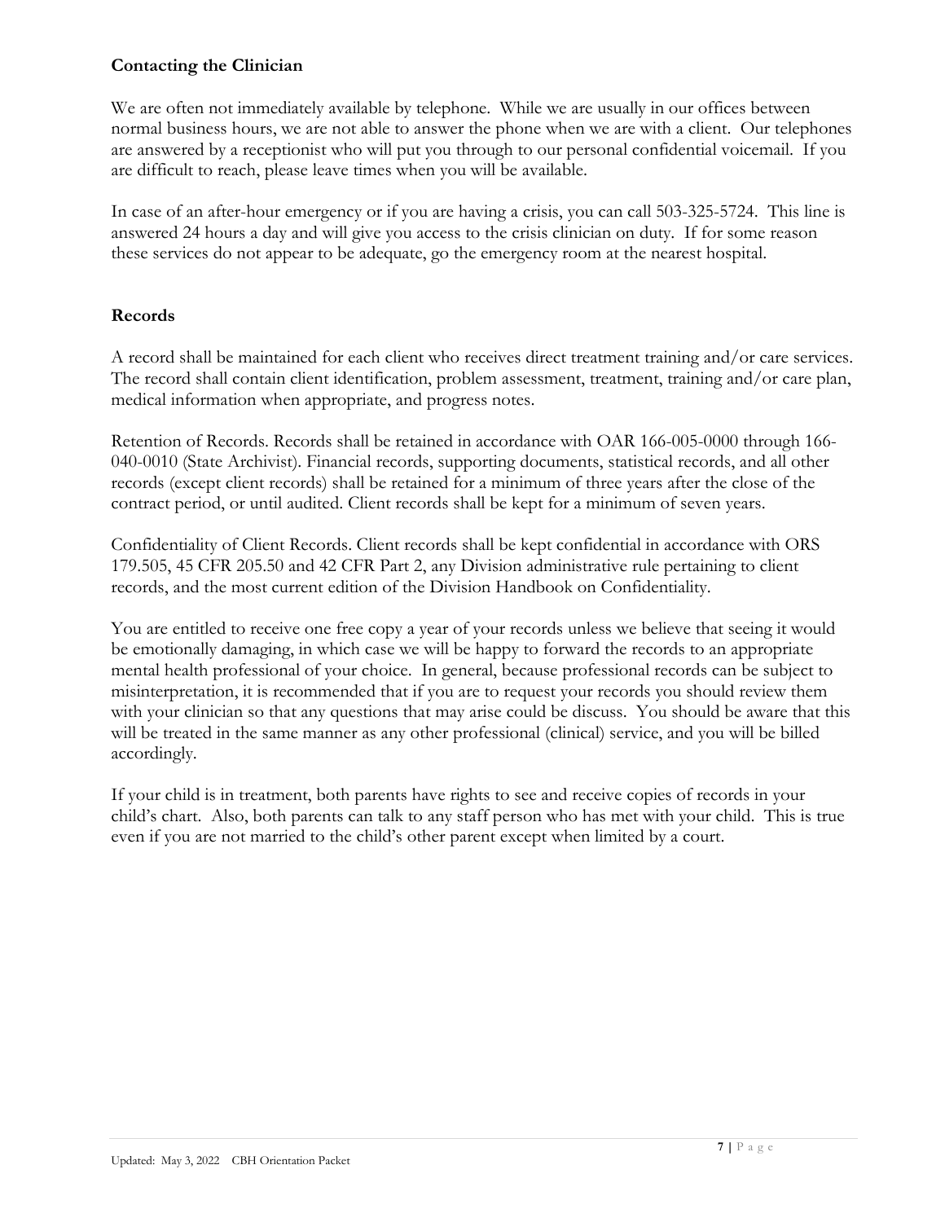## Contacting the Clinician

We are often not immediately available by telephone. While we are usually in our offices between normal business hours, we are not able to answer the phone when we are with a client. Our telephones are answered by a receptionist who will put you through to our personal confidential voicemail. If you are difficult to reach, please leave times when you will be available.

In case of an after-hour emergency or if you are having a crisis, you can call 503-325-5724. This line is answered 24 hours a day and will give you access to the crisis clinician on duty. If for some reason these services do not appear to be adequate, go the emergency room at the nearest hospital.

## Records

A record shall be maintained for each client who receives direct treatment training and/or care services. The record shall contain client identification, problem assessment, treatment, training and/or care plan, medical information when appropriate, and progress notes.

Retention of Records. Records shall be retained in accordance with OAR 166-005-0000 through 166-040-0010 (State Archivist). Financial records, supporting documents, statistical records, and all other records (except client records) shall be retained for a minimum of three years after the close of the contract period, or until audited. Client records shall be kept for a minimum of seven years.

Confidentiality of Client Records. Client records shall be kept confidential in accordance with ORS 179.505, 45 CFR 205.50 and 42 CFR Part 2, any Division administrative rule pertaining to client records, and the most current edition of the Division Handbook on Confidentiality.

You are entitled to receive one free copy a year of your records unless we believe that seeing it would be emotionally damaging, in which case we will be happy to forward the records to an appropriate mental health professional of your choice. In general, because professional records can be subject to misinterpretation, it is recommended that if you are to request your records you should review them with your clinician so that any questions that may arise could be discuss. You should be aware that this will be treated in the same manner as any other professional (clinical) service, and you will be billed accordingly.

If your child is in treatment, both parents have rights to see and receive copies of records in your child's chart. Also, both parents can talk to any staff person who has met with your child. This is true even if you are not married to the child's other parent except when limited by a court.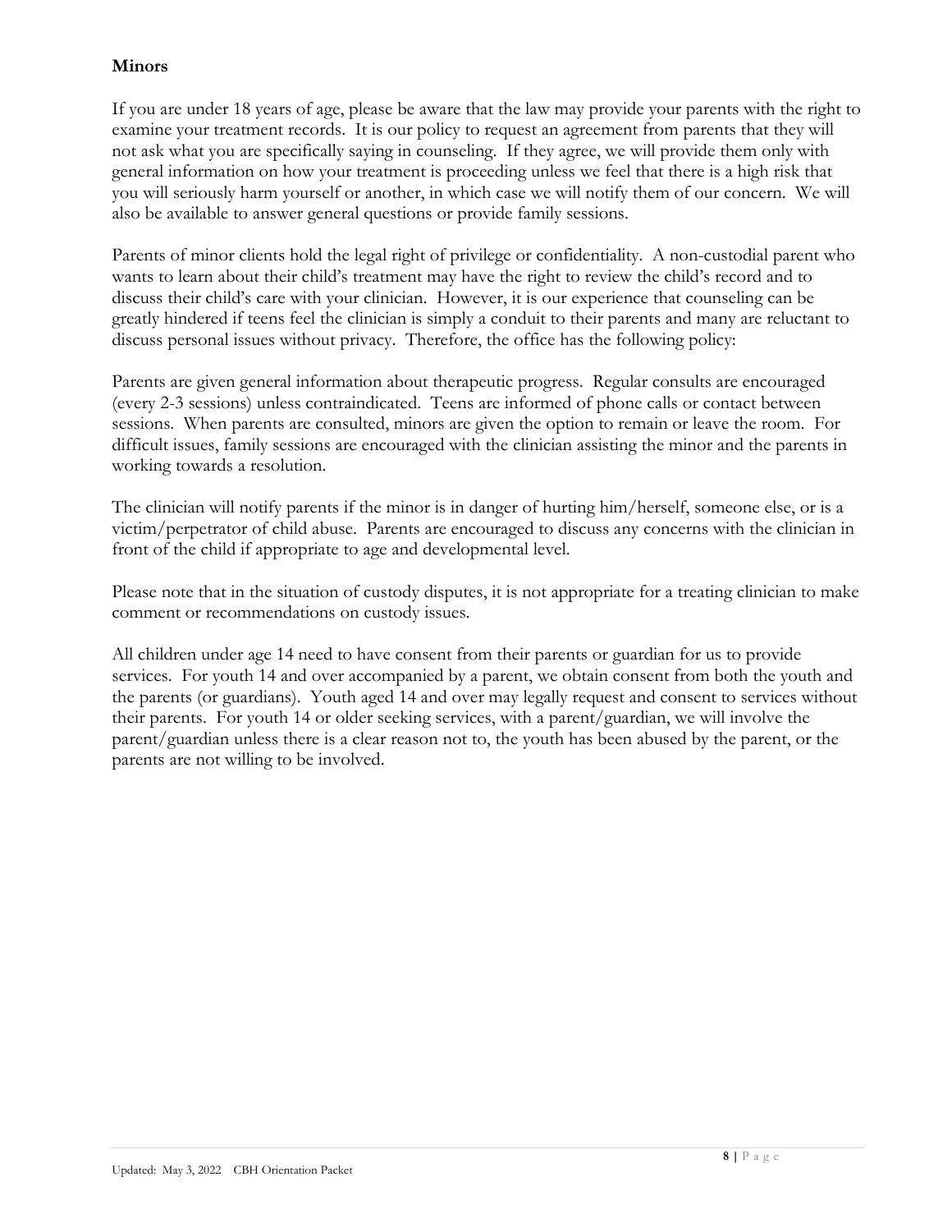**Minors**

If you are under 18 years of age, please be aware that the law may provide your parents with the right to examine your treatment records. It is our policy to request an agreement from parents that they will not ask what you are specifically saying in counseling. If they agree, we will provide them only with general information on how your treatment is proceeding unless we feel that there is a high risk that you will seriously harm yourself or another, in which case we will notify them of our concern. We will also be available to answer general questions or provide family sessions.

Parents of minor clients hold the legal right of privilege or confidentiality. A non-custodial parent who wants to learn about their child's treatment may have the right to review the child's record and to discuss their child's care with your clinician. However, it is our experience that counseling can be greatly hindered if teens feel the clinician is simply a conduit to their parents and many are reluctant to discuss personal issues without privacy. Therefore, the office has the following policy:

Parents are given general information about therapeutic progress. Regular consults are encouraged (every 2-3 sessions) unless contraindicated. Teens are informed of phone calls or contact between sessions. When parents are consulted, minors are given the option to remain or leave the room. For difficult issues, family sessions are encouraged with the clinician assisting the minor and the parents in working towards a resolution.

The clinician will notify parents if the minor is in danger of hurting him/herself, someone else, or is a victim/perpetrator of child abuse. Parents are encouraged to discuss any concerns with the clinician in front of the child if appropriate to age and developmental level.

Please note that in the situation of custody disputes, it is not appropriate for a treating clinician to make comment or recommendations on custody issues.

All children under age 14 need to have consent from their parents or guardian for us to provide services. For youth 14 and over accompanied by a parent, we obtain consent from both the youth and the parents (or guardians). Youth aged 14 and over may legally request and consent to services without their parents. For youth 14 or older seeking services, with a parent/guardian, we will involve the parent/guardian unless there is a clear reason not to, the youth has been abused by the parent, or the parents are not willing to be involved.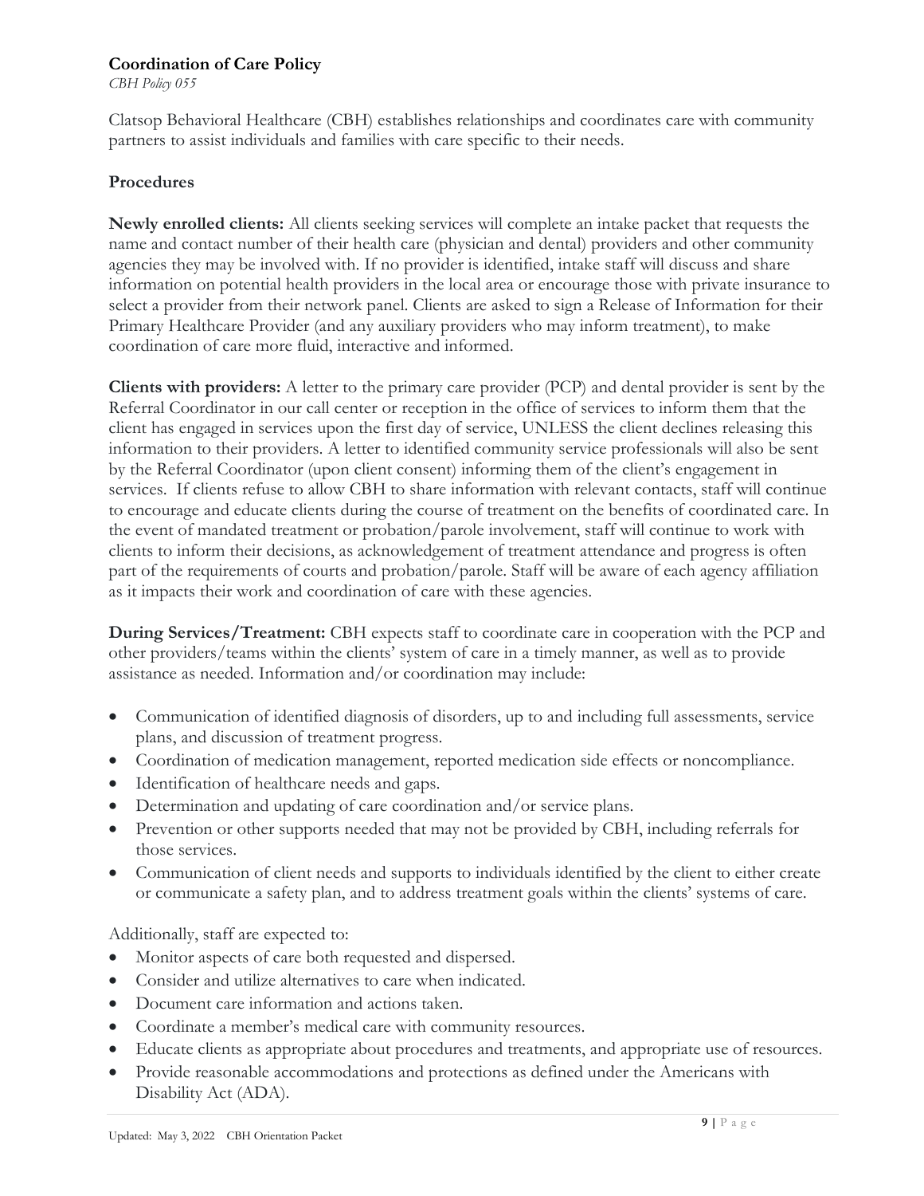## Coordination of Care Policy

*CBH Policy 055*

Clatsop Behavioral Healthcare (CBH) establishes relationships and coordinates care with community partners to assist individuals and families with care specific to their needs.

### Procedures

**Newly enrolled clients:** All clients seeking services will complete an intake packet that requests the name and contact number of their health care (physician and dental) providers and other community agencies they may be involved with. If no provider is identified, intake staff will discuss and share information on potential health providers in the local area or encourage those with private insurance to select a provider from their network panel. Clients are asked to sign a Release of Information for their Primary Healthcare Provider (and any auxiliary providers who may inform treatment), to make coordination of care more fluid, interactive and informed.

**Clients with providers:** A letter to the primary care provider (PCP) and dental provider is sent by the Referral Coordinator in our call center or reception in the office of services to inform them that the client has engaged in services upon the first day of service, UNLESS the client declines releasing this information to their providers. A letter to identified community service professionals will also be sent by the Referral Coordinator (upon client consent) informing them of the client's engagement in services. If clients refuse to allow CBH to share information with relevant contacts, staff will continue to encourage and educate clients during the course of treatment on the benefits of coordinated care. In the event of mandated treatment or probation/parole involvement, staff will continue to work with clients to inform their decisions, as acknowledgement of treatment attendance and progress is often part of the requirements of courts and probation/parole. Staff will be aware of each agency affiliation as it impacts their work and coordination of care with these agencies.

**During Services/Treatment:** CBH expects staff to coordinate care in cooperation with the PCP and other providers/teams within the clients' system of care in a timely manner, as well as to provide assistance as needed. Information and/or coordination may include:

- Communication of identified diagnosis of disorders, up to and including full assessments, service plans, and discussion of treatment progress.
- Coordination of medication management, reported medication side effects or noncompliance.
- Identification of healthcare needs and gaps.
- Determination and updating of care coordination and/or service plans.
- Prevention or other supports needed that may not be provided by CBH, including referrals for those services.
- Communication of client needs and supports to individuals identified by the client to either create or communicate a safety plan, and to address treatment goals within the clients' systems of care.

Additionally, staff are expected to:

- Monitor aspects of care both requested and dispersed.
- Consider and utilize alternatives to care when indicated.
- Document care information and actions taken.
- Coordinate a member's medical care with community resources.
- Educate clients as appropriate about procedures and treatments, and appropriate use of resources.
- Provide reasonable accommodations and protections as defined under the Americans with Disability Act (ADA).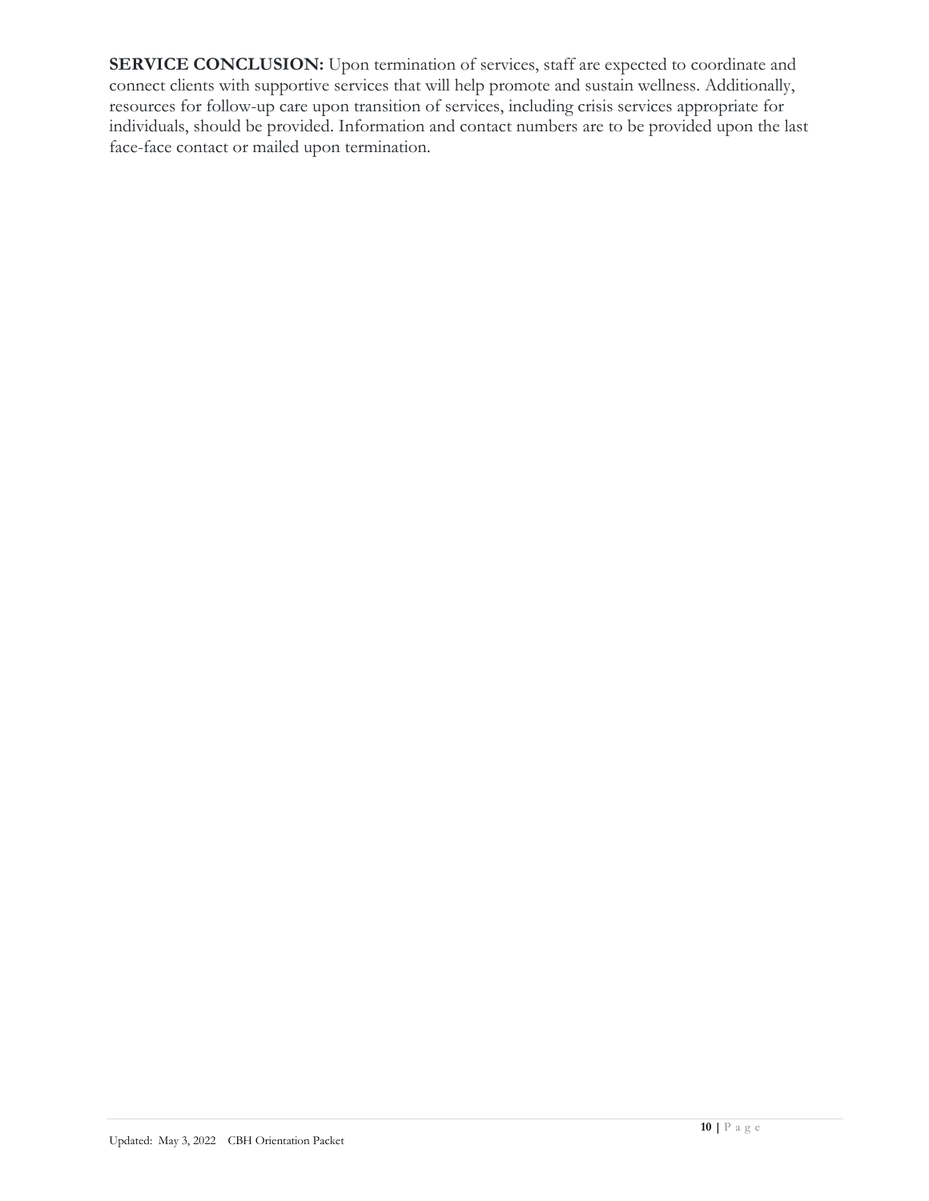**SERVICE CONCLUSION:** Upon termination of services, staff are expected to coordinate and connect clients with supportive services that will help promote and sustain wellness. Additionally, resources for follow-up care upon transition of services, including crisis services appropriate for individuals, should be provided. Information and contact numbers are to be provided upon the last face-face contact or mailed upon termination.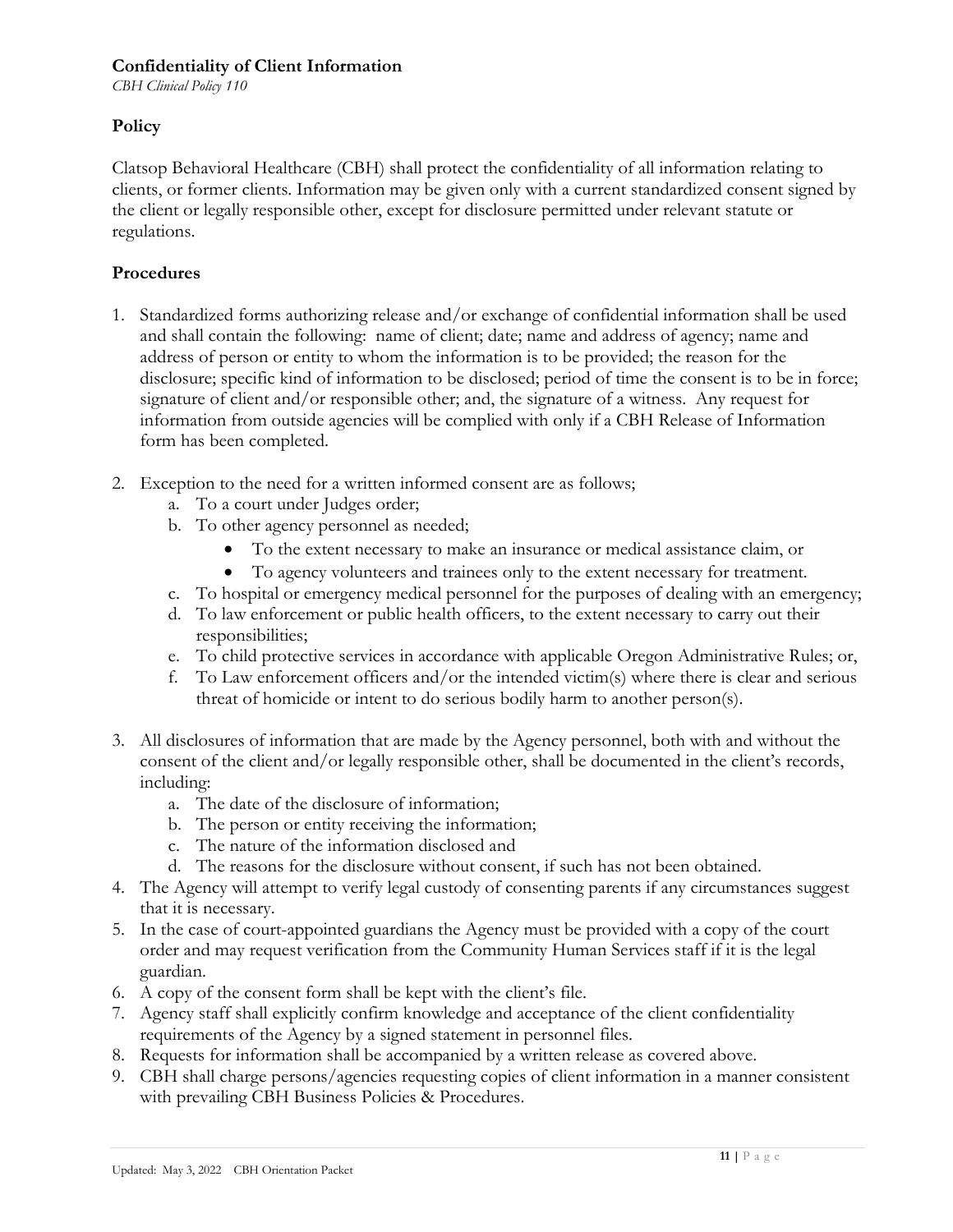## Confidentiality of Client Information

*CBH Clinical Policy 110*

### Policy

Clatsop Behavioral Healthcare (CBH) shall protect the confidentiality of all information relating to clients, or former clients. Information may be given only with a current standardized consent signed by the client or legally responsible other, except for disclosure permitted under relevant statute or regulations.

### Procedures

1. Standardized forms authorizing release and/or exchange of confidential information shall be used and shall contain the following: name of client; date; name and address of agency; name and address of person or entity to whom the information is to be provided; the reason for the disclosure; specific kind of information to be disclosed; period of time the consent is to be in force; signature of client and/or responsible other; and, the signature of a witness. Any request for information from outside agencies will be complied with only if a CBH Release of Information form has been completed.

2. Exception to the need for a written informed consent are as follows;
   a. To a court under Judges order;
   b. To other agency personnel as needed;
      - To the extent necessary to make an insurance or medical assistance claim, or
      - To agency volunteers and trainees only to the extent necessary for treatment.
   c. To hospital or emergency medical personnel for the purposes of dealing with an emergency;
   d. To law enforcement or public health officers, to the extent necessary to carry out their responsibilities;
   e. To child protective services in accordance with applicable Oregon Administrative Rules; or,
   f. To Law enforcement officers and/or the intended victim(s) where there is clear and serious threat of homicide or intent to do serious bodily harm to another person(s).

3. All disclosures of information that are made by the Agency personnel, both with and without the consent of the client and/or legally responsible other, shall be documented in the client's records, including:
   a. The date of the disclosure of information;
   b. The person or entity receiving the information;
   c. The nature of the information disclosed and
   d. The reasons for the disclosure without consent, if such has not been obtained.
4. The Agency will attempt to verify legal custody of consenting parents if any circumstances suggest that it is necessary.
5. In the case of court-appointed guardians the Agency must be provided with a copy of the court order and may request verification from the Community Human Services staff if it is the legal guardian.
6. A copy of the consent form shall be kept with the client's file.
7. Agency staff shall explicitly confirm knowledge and acceptance of the client confidentiality requirements of the Agency by a signed statement in personnel files.
8. Requests for information shall be accompanied by a written release as covered above.
9. CBH shall charge persons/agencies requesting copies of client information in a manner consistent with prevailing CBH Business Policies & Procedures.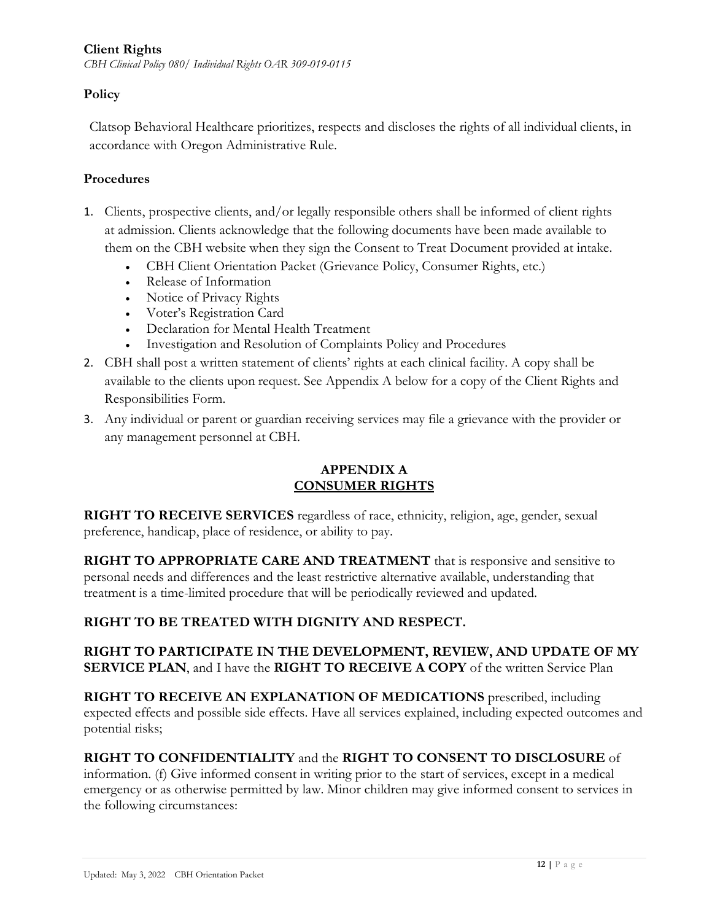**Client Rights**

*CBH Clinical Policy 080/ Individual Rights OAR 309-019-0115*

**Policy**

Clatsop Behavioral Healthcare prioritizes, respects and discloses the rights of all individual clients, in accordance with Oregon Administrative Rule.

**Procedures**

1. Clients, prospective clients, and/or legally responsible others shall be informed of client rights at admission. Clients acknowledge that the following documents have been made available to them on the CBH website when they sign the Consent to Treat Document provided at intake.
   - CBH Client Orientation Packet (Grievance Policy, Consumer Rights, etc.)
   - Release of Information
   - Notice of Privacy Rights
   - Voter's Registration Card
   - Declaration for Mental Health Treatment
   - Investigation and Resolution of Complaints Policy and Procedures
2. CBH shall post a written statement of clients' rights at each clinical facility. A copy shall be available to the clients upon request. See Appendix A below for a copy of the Client Rights and Responsibilities Form.
3. Any individual or parent or guardian receiving services may file a grievance with the provider or any management personnel at CBH.

**APPENDIX A**
**<u>CONSUMER RIGHTS</u>**

**RIGHT TO RECEIVE SERVICES** regardless of race, ethnicity, religion, age, gender, sexual preference, handicap, place of residence, or ability to pay.

**RIGHT TO APPROPRIATE CARE AND TREATMENT** that is responsive and sensitive to personal needs and differences and the least restrictive alternative available, understanding that treatment is a time-limited procedure that will be periodically reviewed and updated.

**RIGHT TO BE TREATED WITH DIGNITY AND RESPECT.**

**RIGHT TO PARTICIPATE IN THE DEVELOPMENT, REVIEW, AND UPDATE OF MY SERVICE PLAN**, and I have the **RIGHT TO RECEIVE A COPY** of the written Service Plan

**RIGHT TO RECEIVE AN EXPLANATION OF MEDICATIONS** prescribed, including expected effects and possible side effects. Have all services explained, including expected outcomes and potential risks;

**RIGHT TO CONFIDENTIALITY** and the **RIGHT TO CONSENT TO DISCLOSURE** of information. (f) Give informed consent in writing prior to the start of services, except in a medical emergency or as otherwise permitted by law. Minor children may give informed consent to services in the following circumstances: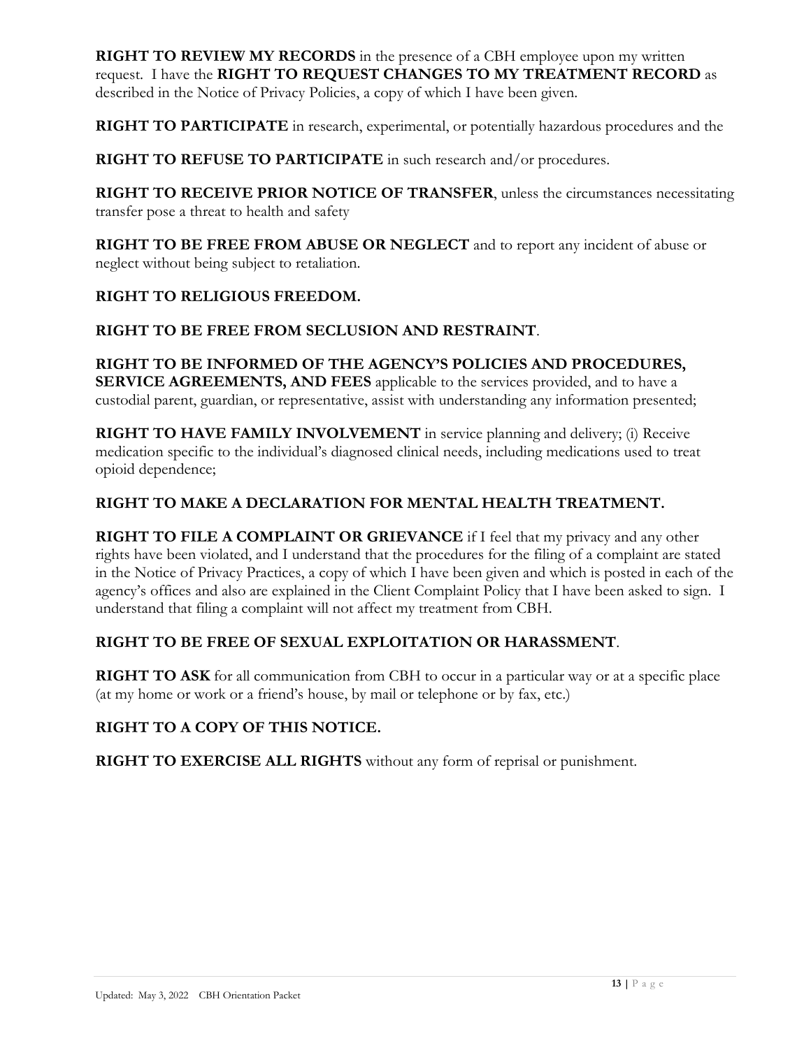**RIGHT TO REVIEW MY RECORDS** in the presence of a CBH employee upon my written request. I have the **RIGHT TO REQUEST CHANGES TO MY TREATMENT RECORD** as described in the Notice of Privacy Policies, a copy of which I have been given.

**RIGHT TO PARTICIPATE** in research, experimental, or potentially hazardous procedures and the

**RIGHT TO REFUSE TO PARTICIPATE** in such research and/or procedures.

**RIGHT TO RECEIVE PRIOR NOTICE OF TRANSFER**, unless the circumstances necessitating transfer pose a threat to health and safety

**RIGHT TO BE FREE FROM ABUSE OR NEGLECT** and to report any incident of abuse or neglect without being subject to retaliation.

**RIGHT TO RELIGIOUS FREEDOM.**

**RIGHT TO BE FREE FROM SECLUSION AND RESTRAINT**.

**RIGHT TO BE INFORMED OF THE AGENCY'S POLICIES AND PROCEDURES, SERVICE AGREEMENTS, AND FEES** applicable to the services provided, and to have a custodial parent, guardian, or representative, assist with understanding any information presented;

**RIGHT TO HAVE FAMILY INVOLVEMENT** in service planning and delivery; (i) Receive medication specific to the individual's diagnosed clinical needs, including medications used to treat opioid dependence;

**RIGHT TO MAKE A DECLARATION FOR MENTAL HEALTH TREATMENT.**

**RIGHT TO FILE A COMPLAINT OR GRIEVANCE** if I feel that my privacy and any other rights have been violated, and I understand that the procedures for the filing of a complaint are stated in the Notice of Privacy Practices, a copy of which I have been given and which is posted in each of the agency's offices and also are explained in the Client Complaint Policy that I have been asked to sign. I understand that filing a complaint will not affect my treatment from CBH.

**RIGHT TO BE FREE OF SEXUAL EXPLOITATION OR HARASSMENT**.

**RIGHT TO ASK** for all communication from CBH to occur in a particular way or at a specific place (at my home or work or a friend's house, by mail or telephone or by fax, etc.)

**RIGHT TO A COPY OF THIS NOTICE.**

**RIGHT TO EXERCISE ALL RIGHTS** without any form of reprisal or punishment.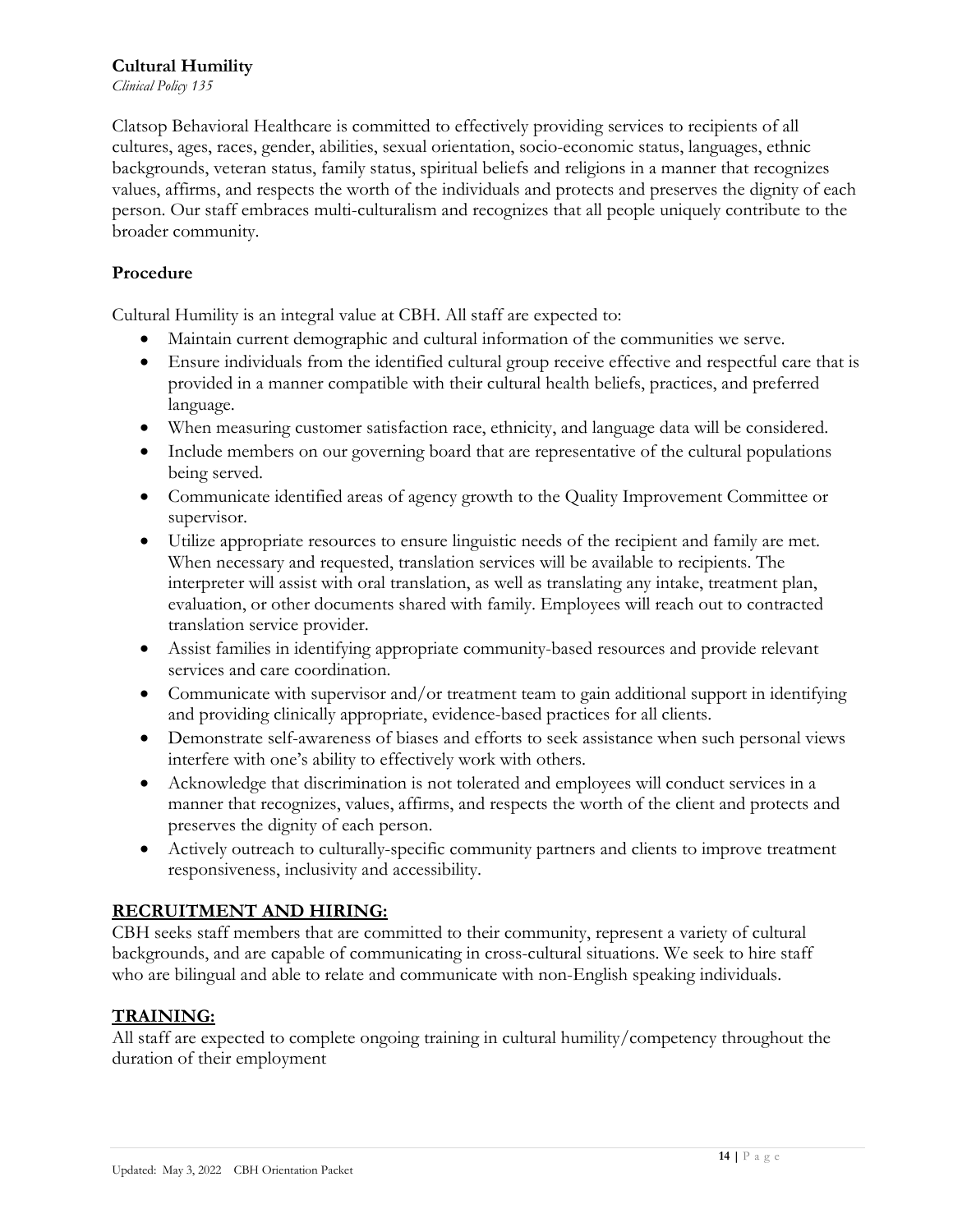## Cultural Humility

*Clinical Policy 135*

Clatsop Behavioral Healthcare is committed to effectively providing services to recipients of all cultures, ages, races, gender, abilities, sexual orientation, socio-economic status, languages, ethnic backgrounds, veteran status, family status, spiritual beliefs and religions in a manner that recognizes values, affirms, and respects the worth of the individuals and protects and preserves the dignity of each person. Our staff embraces multi-culturalism and recognizes that all people uniquely contribute to the broader community.

### Procedure

Cultural Humility is an integral value at CBH. All staff are expected to:

- Maintain current demographic and cultural information of the communities we serve.
- Ensure individuals from the identified cultural group receive effective and respectful care that is provided in a manner compatible with their cultural health beliefs, practices, and preferred language.
- When measuring customer satisfaction race, ethnicity, and language data will be considered.
- Include members on our governing board that are representative of the cultural populations being served.
- Communicate identified areas of agency growth to the Quality Improvement Committee or supervisor.
- Utilize appropriate resources to ensure linguistic needs of the recipient and family are met. When necessary and requested, translation services will be available to recipients. The interpreter will assist with oral translation, as well as translating any intake, treatment plan, evaluation, or other documents shared with family. Employees will reach out to contracted translation service provider.
- Assist families in identifying appropriate community-based resources and provide relevant services and care coordination.
- Communicate with supervisor and/or treatment team to gain additional support in identifying and providing clinically appropriate, evidence-based practices for all clients.
- Demonstrate self-awareness of biases and efforts to seek assistance when such personal views interfere with one's ability to effectively work with others.
- Acknowledge that discrimination is not tolerated and employees will conduct services in a manner that recognizes, values, affirms, and respects the worth of the client and protects and preserves the dignity of each person.
- Actively outreach to culturally-specific community partners and clients to improve treatment responsiveness, inclusivity and accessibility.

### RECRUITMENT AND HIRING:

CBH seeks staff members that are committed to their community, represent a variety of cultural backgrounds, and are capable of communicating in cross-cultural situations. We seek to hire staff who are bilingual and able to relate and communicate with non-English speaking individuals.

### TRAINING:

All staff are expected to complete ongoing training in cultural humility/competency throughout the duration of their employment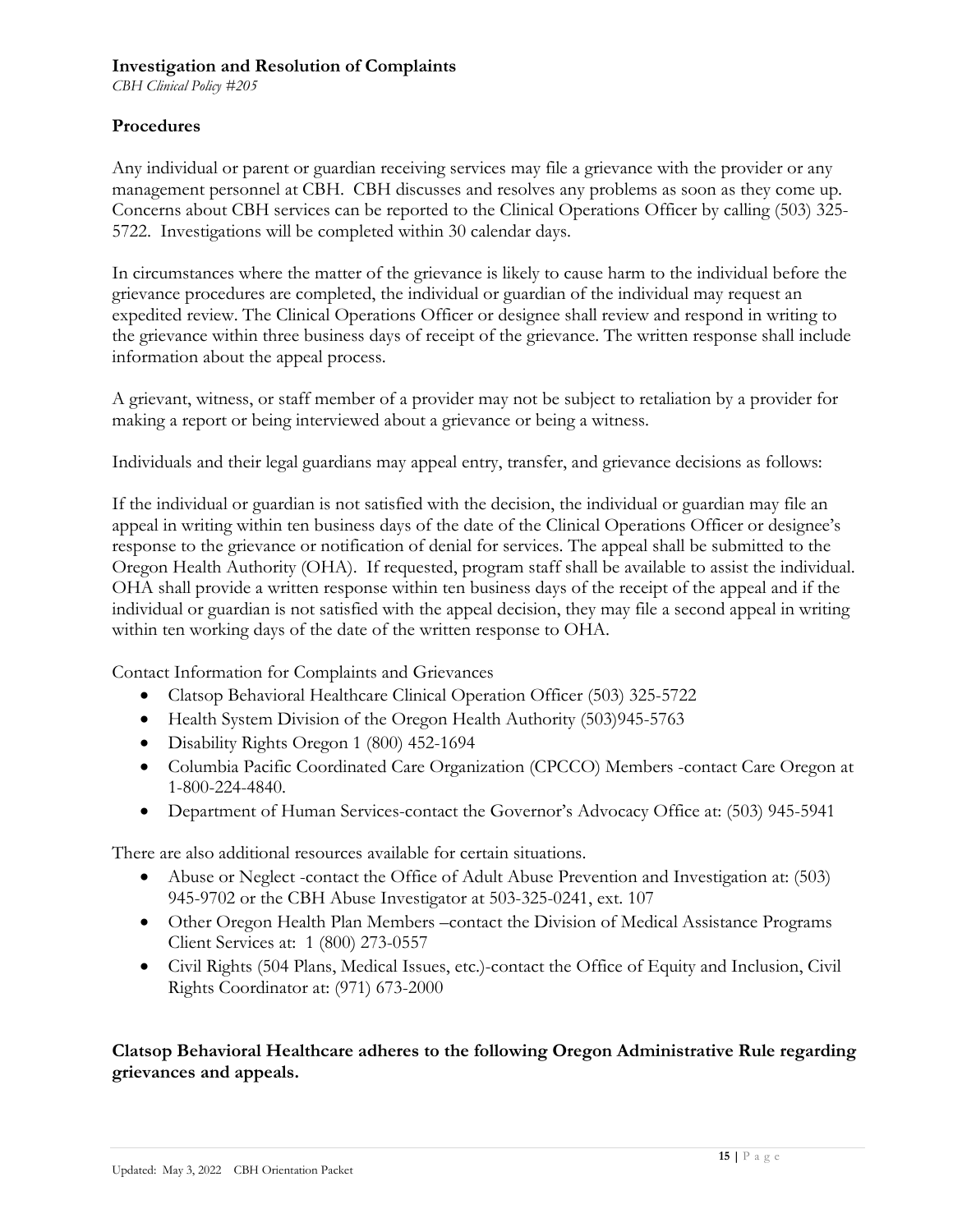**Investigation and Resolution of Complaints**

*CBH Clinical Policy #205*

### Procedures

Any individual or parent or guardian receiving services may file a grievance with the provider or any management personnel at CBH. CBH discusses and resolves any problems as soon as they come up. Concerns about CBH services can be reported to the Clinical Operations Officer by calling (503) 325-5722. Investigations will be completed within 30 calendar days.

In circumstances where the matter of the grievance is likely to cause harm to the individual before the grievance procedures are completed, the individual or guardian of the individual may request an expedited review. The Clinical Operations Officer or designee shall review and respond in writing to the grievance within three business days of receipt of the grievance. The written response shall include information about the appeal process.

A grievant, witness, or staff member of a provider may not be subject to retaliation by a provider for making a report or being interviewed about a grievance or being a witness.

Individuals and their legal guardians may appeal entry, transfer, and grievance decisions as follows:

If the individual or guardian is not satisfied with the decision, the individual or guardian may file an appeal in writing within ten business days of the date of the Clinical Operations Officer or designee's response to the grievance or notification of denial for services. The appeal shall be submitted to the Oregon Health Authority (OHA). If requested, program staff shall be available to assist the individual. OHA shall provide a written response within ten business days of the receipt of the appeal and if the individual or guardian is not satisfied with the appeal decision, they may file a second appeal in writing within ten working days of the date of the written response to OHA.

Contact Information for Complaints and Grievances

- Clatsop Behavioral Healthcare Clinical Operation Officer (503) 325-5722
- Health System Division of the Oregon Health Authority (503)945-5763
- Disability Rights Oregon 1 (800) 452-1694
- Columbia Pacific Coordinated Care Organization (CPCCO) Members -contact Care Oregon at 1-800-224-4840.
- Department of Human Services-contact the Governor's Advocacy Office at: (503) 945-5941

There are also additional resources available for certain situations.

- Abuse or Neglect -contact the Office of Adult Abuse Prevention and Investigation at: (503) 945-9702 or the CBH Abuse Investigator at 503-325-0241, ext. 107
- Other Oregon Health Plan Members –contact the Division of Medical Assistance Programs Client Services at: 1 (800) 273-0557
- Civil Rights (504 Plans, Medical Issues, etc.)-contact the Office of Equity and Inclusion, Civil Rights Coordinator at: (971) 673-2000

**Clatsop Behavioral Healthcare adheres to the following Oregon Administrative Rule regarding grievances and appeals.**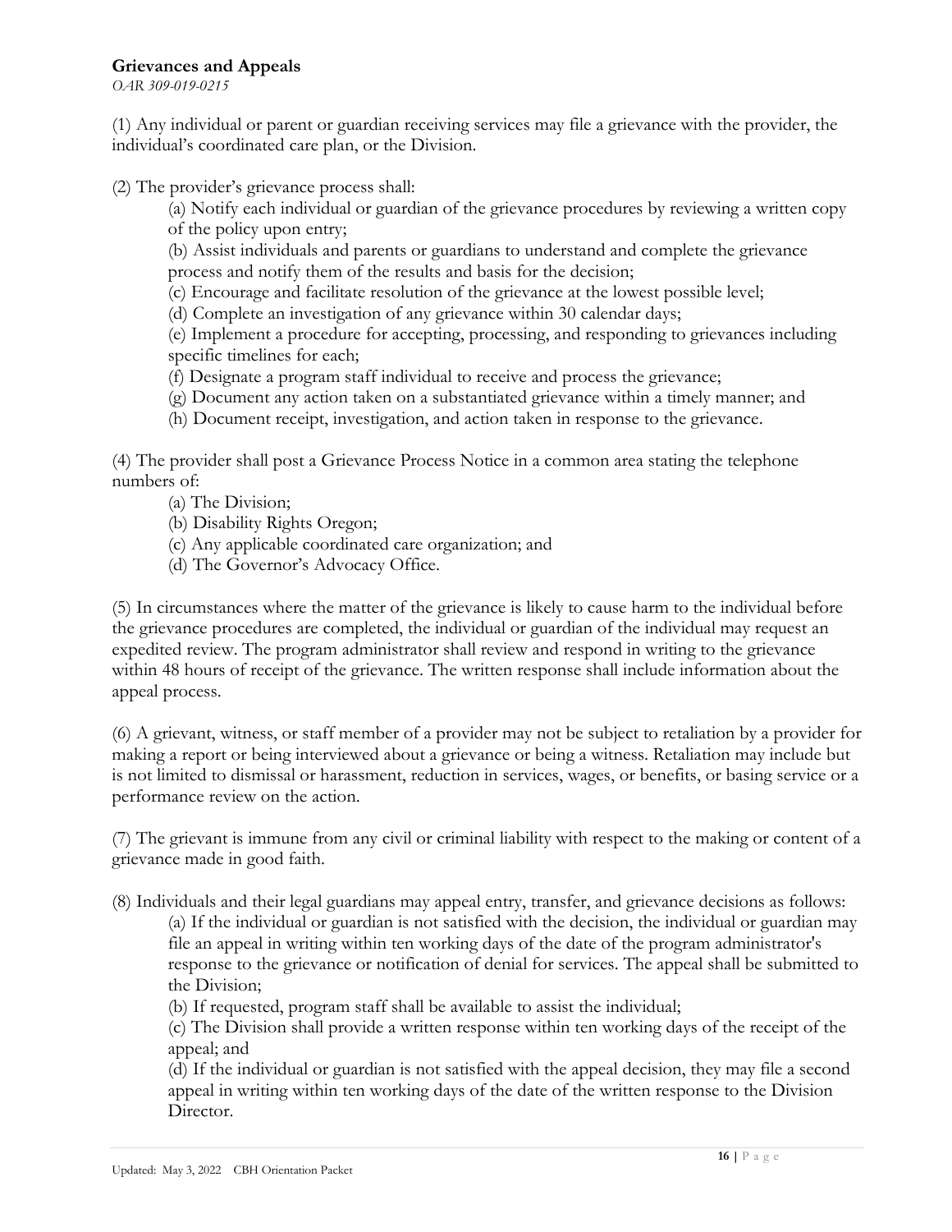**Grievances and Appeals**

*OAR 309-019-0215*

(1) Any individual or parent or guardian receiving services may file a grievance with the provider, the individual's coordinated care plan, or the Division.

(2) The provider's grievance process shall:

(a) Notify each individual or guardian of the grievance procedures by reviewing a written copy of the policy upon entry;

(b) Assist individuals and parents or guardians to understand and complete the grievance process and notify them of the results and basis for the decision;

(c) Encourage and facilitate resolution of the grievance at the lowest possible level;

(d) Complete an investigation of any grievance within 30 calendar days;

(e) Implement a procedure for accepting, processing, and responding to grievances including specific timelines for each;

(f) Designate a program staff individual to receive and process the grievance;

(g) Document any action taken on a substantiated grievance within a timely manner; and

(h) Document receipt, investigation, and action taken in response to the grievance.

(4) The provider shall post a Grievance Process Notice in a common area stating the telephone numbers of:

(a) The Division;

(b) Disability Rights Oregon;

(c) Any applicable coordinated care organization; and

(d) The Governor's Advocacy Office.

(5) In circumstances where the matter of the grievance is likely to cause harm to the individual before the grievance procedures are completed, the individual or guardian of the individual may request an expedited review. The program administrator shall review and respond in writing to the grievance within 48 hours of receipt of the grievance. The written response shall include information about the appeal process.

(6) A grievant, witness, or staff member of a provider may not be subject to retaliation by a provider for making a report or being interviewed about a grievance or being a witness. Retaliation may include but is not limited to dismissal or harassment, reduction in services, wages, or benefits, or basing service or a performance review on the action.

(7) The grievant is immune from any civil or criminal liability with respect to the making or content of a grievance made in good faith.

(8) Individuals and their legal guardians may appeal entry, transfer, and grievance decisions as follows:

(a) If the individual or guardian is not satisfied with the decision, the individual or guardian may file an appeal in writing within ten working days of the date of the program administrator's response to the grievance or notification of denial for services. The appeal shall be submitted to the Division;

(b) If requested, program staff shall be available to assist the individual;

(c) The Division shall provide a written response within ten working days of the receipt of the appeal; and

(d) If the individual or guardian is not satisfied with the appeal decision, they may file a second appeal in writing within ten working days of the date of the written response to the Division Director.